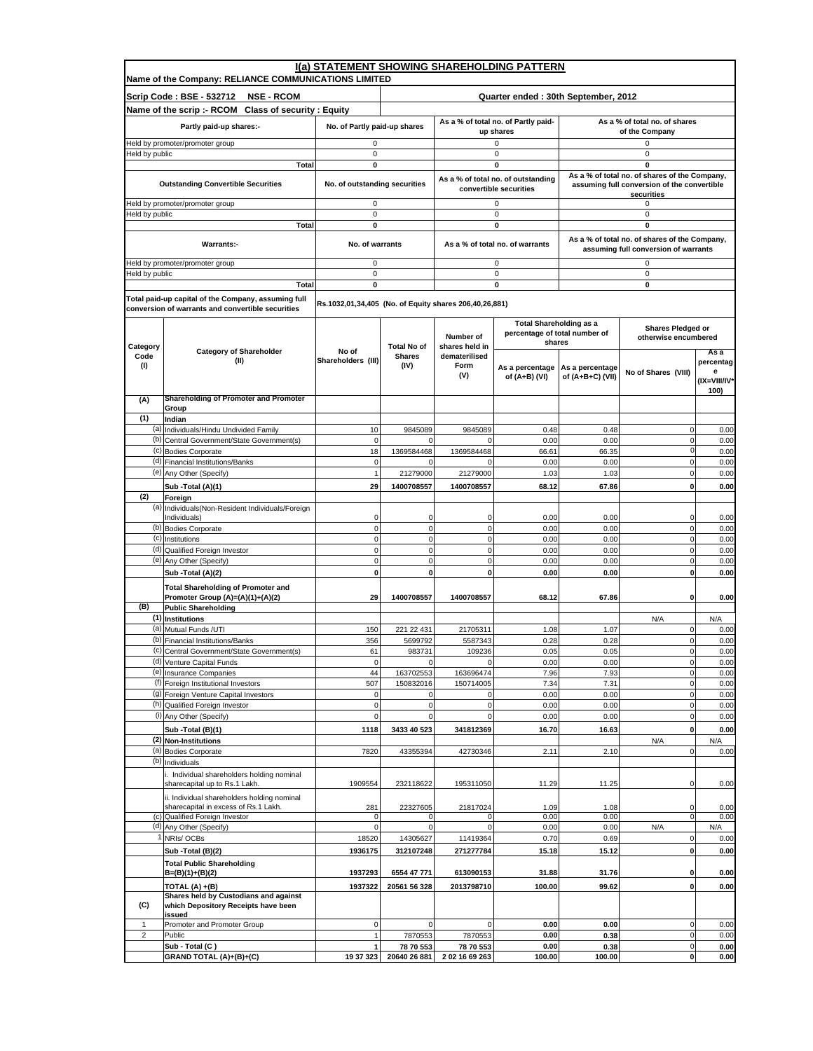# I(a) STATEMENT SHOWING SHAREHOLDING PATTERN

**Name of the Company: RELIANCE COMMUNICATIONS LIMITED**

**Scrip Code : BSE - 532712 NSE - RCOM** | **Quarter ended : 30th September, 2012**

**Name of the scrip :- RCOM Class of security : Equity**

| Partly paid-up shares:- | No. of Partly paid-up shares | As a % of total no. of Partly paid-up shares | As a % of total no. of shares of the Company |
|---|---|---|---|
| Held by promoter/promoter group | 0 | 0 | 0 |
| Held by public | 0 | 0 | 0 |
| **Total** | **0** | **0** | **0** |

| Outstanding Convertible Securities | No. of outstanding securities | As a % of total no. of outstanding convertible securities | As a % of total no. of shares of the Company, assuming full conversion of the convertible securities |
|---|---|---|---|
| Held by promoter/promoter group | 0 | 0 | 0 |
| Held by public | 0 | 0 | 0 |
| **Total** | **0** | **0** | **0** |

| Warrants:- | No. of warrants | As a % of total no. of warrants | As a % of total no. of shares of the Company, assuming full conversion of warrants |
|---|---|---|---|
| Held by promoter/promoter group | 0 | 0 | 0 |
| Held by public | 0 | 0 | 0 |
| **Total** | **0** | **0** | **0** |

**Total paid-up capital of the Company, assuming full conversion of warrants and convertible securities:** Rs.1032,01,34,405 (No. of Equity shares 206,40,26,881)

| Category Code (I) | Category of Shareholder (II) | No of Shareholders (III) | Total No of Shares (IV) | Number of shares held in dematerilised Form (V) | Total Shareholding as a percentage of total number of shares | | Shares Pledged or otherwise encumbered | |
|---|---|---|---|---|---|---|---|---|
| | | | | | As a percentage of (A+B) (VI) | As a percentage of (A+B+C) (VII) | No of Shares (VIII) | As a percentage (IX=VIII/IV*100) |
| **(A)** | **Shareholding of Promoter and Promoter Group** | | | | | | | |
| **(1)** | **Indian** | | | | | | | |
| (a) | Individuals/Hindu Undivided Family | 10 | 9845089 | 9845089 | 0.48 | 0.48 | 0 | 0.00 |
| (b) | Central Government/State Government(s) | 0 | 0 | 0 | 0.00 | 0.00 | 0 | 0.00 |
| (c) | Bodies Corporate | 18 | 1369584468 | 1369584468 | 66.61 | 66.35 | 0 | 0.00 |
| (d) | Financial Institutions/Banks | 0 | 0 | 0 | 0.00 | 0.00 | 0 | 0.00 |
| (e) | Any Other (Specify) | 1 | 21279000 | 21279000 | 1.03 | 1.03 | 0 | 0.00 |
| | **Sub -Total (A)(1)** | **29** | **1400708557** | **1400708557** | **68.12** | **67.86** | **0** | **0.00** |
| **(2)** | **Foreign** | | | | | | | |
| (a) | Individuals(Non-Resident Individuals/Foreign Individuals) | 0 | 0 | 0 | 0.00 | 0.00 | 0 | 0.00 |
| (b) | Bodies Corporate | 0 | 0 | 0 | 0.00 | 0.00 | 0 | 0.00 |
| (c) | Institutions | 0 | 0 | 0 | 0.00 | 0.00 | 0 | 0.00 |
| (d) | Qualified Foreign Investor | 0 | 0 | 0 | 0.00 | 0.00 | 0 | 0.00 |
| (e) | Any Other (Specify) | 0 | 0 | 0 | 0.00 | 0.00 | 0 | 0.00 |
| | **Sub -Total (A)(2)** | **0** | **0** | **0** | **0.00** | **0.00** | **0** | **0.00** |
| | **Total Shareholding of Promoter and Promoter Group (A)=(A)(1)+(A)(2)** | **29** | **1400708557** | **1400708557** | **68.12** | **67.86** | **0** | **0.00** |
| **(B)** | **Public Shareholding** | | | | | | | |
| **(1)** | **Institutions** | | | | | | N/A | N/A |
| (a) | Mutual Funds /UTI | 150 | 221 22 431 | 21705311 | 1.08 | 1.07 | 0 | 0.00 |
| (b) | Financial Institutions/Banks | 356 | 5699792 | 5587343 | 0.28 | 0.28 | 0 | 0.00 |
| (c) | Central Government/State Government(s) | 61 | 983731 | 109236 | 0.05 | 0.05 | 0 | 0.00 |
| (d) | Venture Capital Funds | 0 | 0 | 0 | 0.00 | 0.00 | 0 | 0.00 |
| (e) | Insurance Companies | 44 | 163702553 | 163696474 | 7.96 | 7.93 | 0 | 0.00 |
| (f) | Foreign Institutional Investors | 507 | 150832016 | 150714005 | 7.34 | 7.31 | 0 | 0.00 |
| (g) | Foreign Venture Capital Investors | 0 | 0 | 0 | 0.00 | 0.00 | 0 | 0.00 |
| (h) | Qualified Foreign Investor | 0 | 0 | 0 | 0.00 | 0.00 | 0 | 0.00 |
| (i) | Any Other (Specify) | 0 | 0 | 0 | 0.00 | 0.00 | 0 | 0.00 |
| | **Sub -Total (B)(1)** | **1118** | **3433 40 523** | **341812369** | **16.70** | **16.63** | **0** | **0.00** |
| **(2)** | **Non-Institutions** | | | | | | N/A | N/A |
| (a) | Bodies Corporate | 7820 | 43355394 | 42730346 | 2.11 | 2.10 | 0 | 0.00 |
| (b) | Individuals | | | | | | | |
| | i. Individual shareholders holding nominal sharecapital up to Rs.1 Lakh. | 1909554 | 232118622 | 195311050 | 11.29 | 11.25 | 0 | 0.00 |
| | ii. Individual shareholders holding nominal sharecapital in excess of Rs.1 Lakh. | 281 | 22327605 | 21817024 | 1.09 | 1.08 | 0 | 0.00 |
| (c) | Qualified Foreign Investor | 0 | 0 | 0 | 0.00 | 0.00 | 0 | 0.00 |
| (d) | Any Other (Specify) | 0 | 0 | 0 | 0.00 | 0.00 | N/A | N/A |
| 1 | NRIs/ OCBs | 18520 | 14305627 | 11419364 | 0.70 | 0.69 | 0 | 0.00 |
| | **Sub -Total (B)(2)** | **1936175** | **312107248** | **271277784** | **15.18** | **15.12** | **0** | **0.00** |
| | **Total Public Shareholding B=(B)(1)+(B)(2)** | **1937293** | **6554 47 771** | **613090153** | **31.88** | **31.76** | **0** | **0.00** |
| | **TOTAL (A) +(B)** | **1937322** | **20561 56 328** | **2013798710** | **100.00** | **99.62** | **0** | **0.00** |
| **(C)** | **Shares held by Custodians and against which Depository Receipts have been issued** | | | | | | | |
| 1 | Promoter and Promoter Group | 0 | 0 | 0 | **0.00** | **0.00** | 0 | 0.00 |
| 2 | Public | 1 | 7870553 | 7870553 | **0.00** | **0.38** | 0 | 0.00 |
| | **Sub - Total (C )** | **1** | **78 70 553** | **78 70 553** | **0.00** | **0.38** | **0** | **0.00** |
| | **GRAND TOTAL (A)+(B)+(C)** | **19 37 323** | **20640 26 881** | **2 02 16 69 263** | **100.00** | **100.00** | **0** | **0.00** |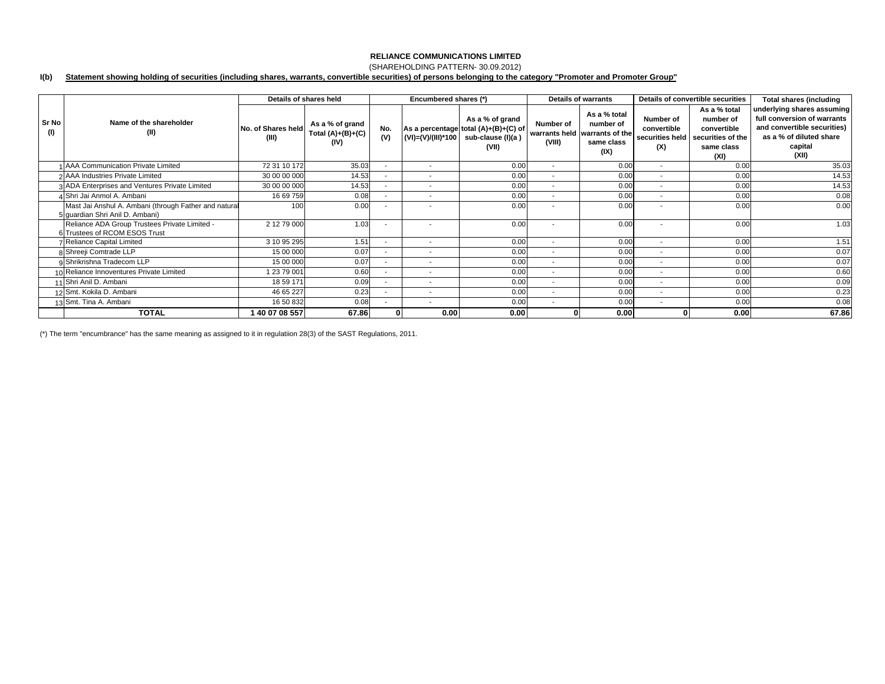**RELIANCE COMMUNICATIONS LIMITED**

(SHAREHOLDING PATTERN- 30.09.2012)

**I(b) Statement showing holding of securities (including shares, warrants, convertible securities) of persons belonging to the category "Promoter and Promoter Group"**

| Sr No (I) | Name of the shareholder (II) | Details of shares held | | Encumbered shares (*) | | | Details of warrants | | Details of convertible securities | | Total shares (including underlying shares assuming full conversion of warrants and convertible securities) as a % of diluted share capital (XII) |
|---|---|---|---|---|---|---|---|---|---|---|---|
| | | No. of Shares held (III) | As a % of grand Total (A)+(B)+(C) (IV) | No. (V) | As a percentage (VI)=(V)/(III)*100 | As a % of grand total (A)+(B)+(C) of sub-clause (I)(a ) (VII) | Number of warrants held (VIII) | As a % total number of warrants of the same class (IX) | Number of convertible securities held (X) | As a % total number of convertible securities of the same class (XI) | |
| 1 | AAA Communication Private Limited | 72 31 10 172 | 35.03 | - | - | 0.00 | - | 0.00 | - | 0.00 | 35.03 |
| 2 | AAA Industries Private Limited | 30 00 00 000 | 14.53 | - | - | 0.00 | - | 0.00 | - | 0.00 | 14.53 |
| 3 | ADA Enterprises and Ventures Private Limited | 30 00 00 000 | 14.53 | - | - | 0.00 | - | 0.00 | - | 0.00 | 14.53 |
| 4 | Shri Jai Anmol A. Ambani | 16 69 759 | 0.08 | - | - | 0.00 | - | 0.00 | - | 0.00 | 0.08 |
| 5 | Mast Jai Anshul A. Ambani (through Father and natural guardian Shri Anil D. Ambani) | 100 | 0.00 | - | - | 0.00 | - | 0.00 | - | 0.00 | 0.00 |
| 6 | Reliance ADA Group Trustees Private Limited - Trustees of RCOM ESOS Trust | 2 12 79 000 | 1.03 | - | - | 0.00 | - | 0.00 | - | 0.00 | 1.03 |
| 7 | Reliance Capital Limited | 3 10 95 295 | 1.51 | - | - | 0.00 | - | 0.00 | - | 0.00 | 1.51 |
| 8 | Shreeji Comtrade LLP | 15 00 000 | 0.07 | - | - | 0.00 | - | 0.00 | - | 0.00 | 0.07 |
| 9 | Shrikrishna Tradecom LLP | 15 00 000 | 0.07 | - | - | 0.00 | - | 0.00 | - | 0.00 | 0.07 |
| 10 | Reliance Innoventures Private Limited | 1 23 79 001 | 0.60 | - | - | 0.00 | - | 0.00 | - | 0.00 | 0.60 |
| 11 | Shri Anil D. Ambani | 18 59 171 | 0.09 | - | - | 0.00 | - | 0.00 | - | 0.00 | 0.09 |
| 12 | Smt. Kokila D. Ambani | 46 65 227 | 0.23 | - | - | 0.00 | - | 0.00 | - | 0.00 | 0.23 |
| 13 | Smt. Tina A. Ambani | 16 50 832 | 0.08 | - | - | 0.00 | - | 0.00 | - | 0.00 | 0.08 |
| | **TOTAL** | **1 40 07 08 557** | **67.86** | **0** | **0.00** | **0.00** | **0** | **0.00** | **0** | **0.00** | **67.86** |

(*) The term "encumbrance" has the same meaning as assigned to it in regulatiion 28(3) of the SAST Regulations, 2011.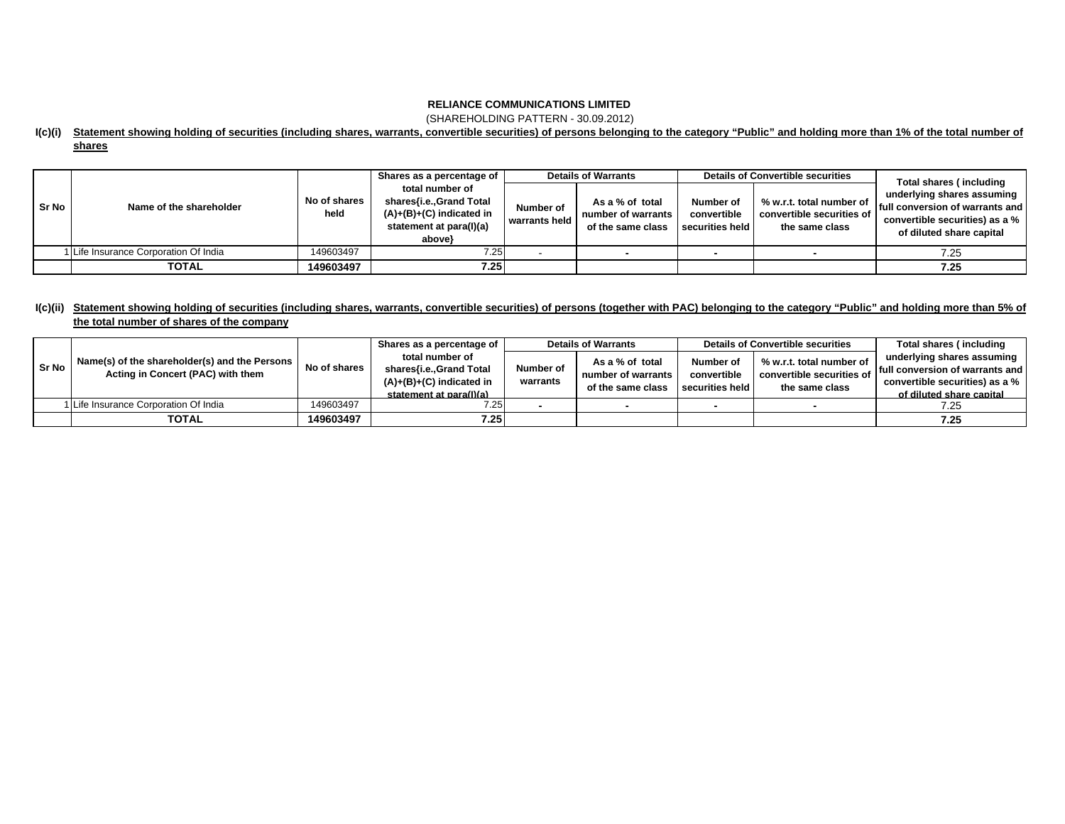**RELIANCE COMMUNICATIONS LIMITED**

(SHAREHOLDING PATTERN - 30.09.2012)

**I(c)(i) Statement showing holding of securities (including shares, warrants, convertible securities) of persons belonging to the category "Public" and holding more than 1% of the total number of shares**

| Sr No | Name of the shareholder | No of shares held | Shares as a percentage of total number of shares{i.e.,Grand Total (A)+(B)+(C) indicated in statement at para(I)(a) above} | Details of Warrants | | Details of Convertible securities | | Total shares ( including underlying shares assuming full conversion of warrants and convertible securities) as a % of diluted share capital |
|---|---|---|---|---|---|---|---|---|
| | | | | Number of warrants held | As a % of total number of warrants of the same class | Number of convertible securities held | % w.r.t. total number of convertible securities of the same class | |
| 1 | Life Insurance Corporation Of India | 149603497 | 7.25 | - | - | - | - | 7.25 |
| | **TOTAL** | **149603497** | **7.25** | | | | | **7.25** |

**I(c)(ii) Statement showing holding of securities (including shares, warrants, convertible securities) of persons (together with PAC) belonging to the category "Public" and holding more than 5% of the total number of shares of the company**

| Sr No | Name(s) of the shareholder(s) and the Persons Acting in Concert (PAC) with them | No of shares | Shares as a percentage of total number of shares{i.e.,Grand Total (A)+(B)+(C) indicated in statement at para(I)(a) | Details of Warrants | | Details of Convertible securities | | Total shares ( including underlying shares assuming full conversion of warrants and convertible securities) as a % of diluted share capital |
|---|---|---|---|---|---|---|---|---|
| | | | | Number of warrants | As a % of total number of warrants of the same class | Number of convertible securities held | % w.r.t. total number of convertible securities of the same class | |
| 1 | Life Insurance Corporation Of India | 149603497 | 7.25 | - | - | - | - | 7.25 |
| | **TOTAL** | **149603497** | **7.25** | | | | | **7.25** |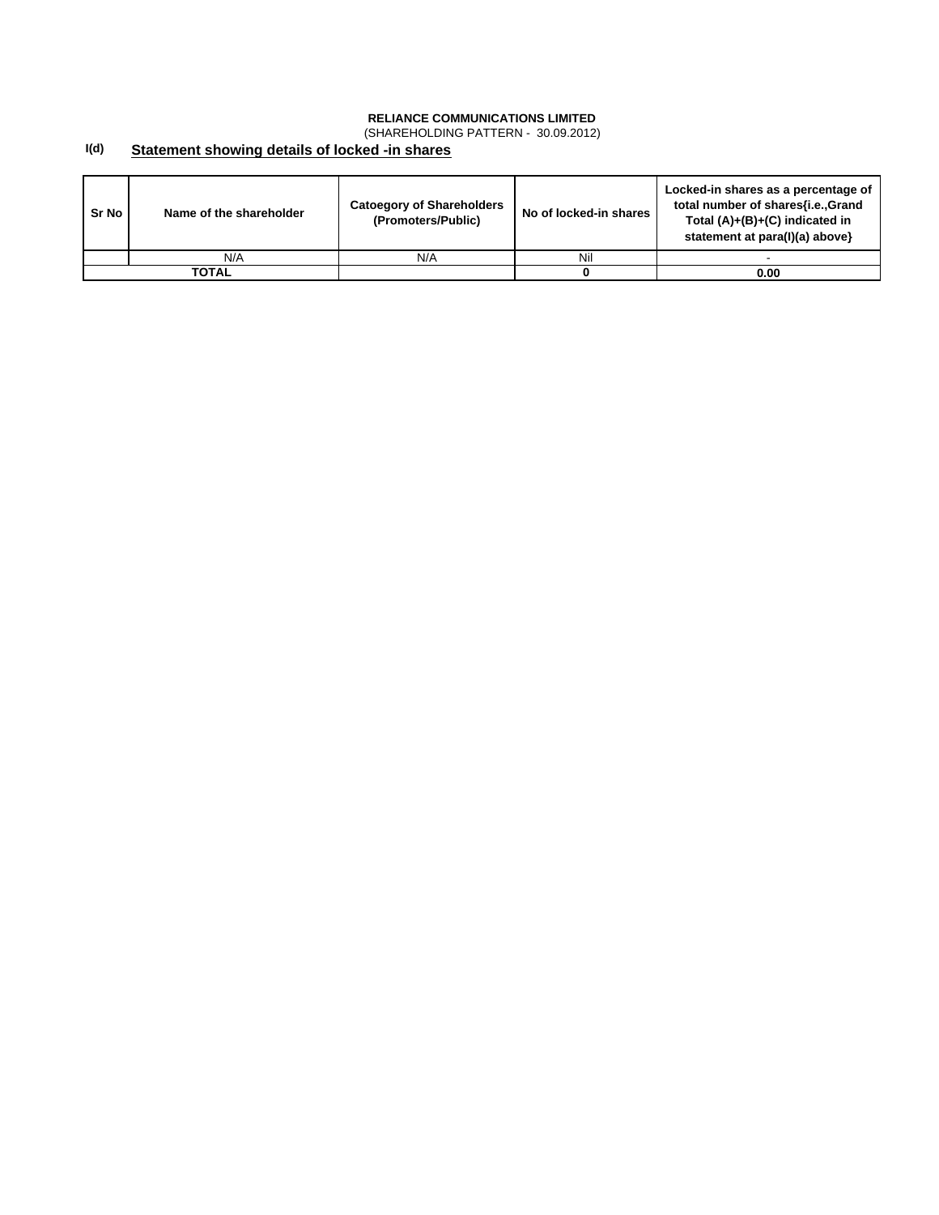**RELIANCE COMMUNICATIONS LIMITED**

(SHAREHOLDING PATTERN - 30.09.2012)

**I(d)** **Statement showing details of locked -in shares**

| Sr No | Name of the shareholder | Catoegory of Shareholders (Promoters/Public) | No of locked-in shares | Locked-in shares as a percentage of total number of shares{i.e.,Grand Total (A)+(B)+(C) indicated in statement at para(I)(a) above} |
|---|---|---|---|---|
| | N/A | N/A | Nil | - |
| **TOTAL** | | | **0** | **0.00** |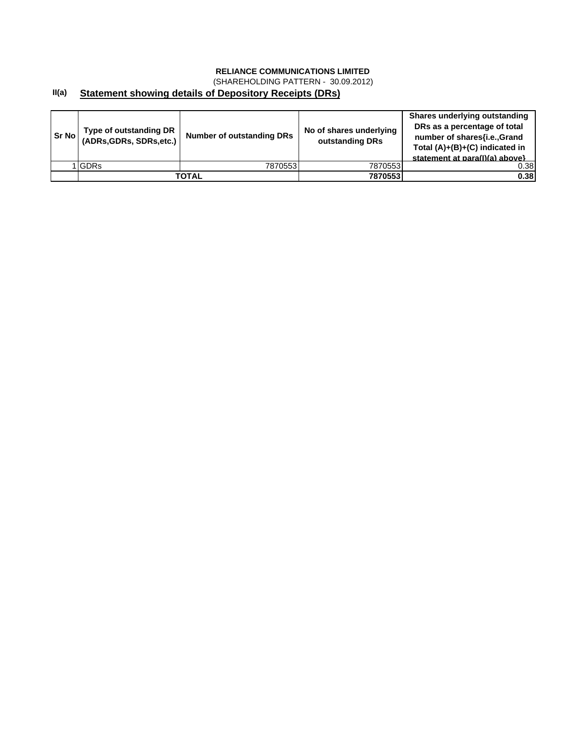**RELIANCE COMMUNICATIONS LIMITED**

(SHAREHOLDING PATTERN - 30.09.2012)

**II(a) Statement showing details of Depository Receipts (DRs)**

| Sr No | Type of outstanding DR (ADRs,GDRs, SDRs,etc.) | Number of outstanding DRs | No of shares underlying outstanding DRs | Shares underlying outstanding DRs as a percentage of total number of shares{i.e.,Grand Total (A)+(B)+(C) indicated in statement at para(I)(a) above} |
|---|---|---|---|---|
| 1 | GDRs | 7870553 | 7870553 | 0.38 |
| | **TOTAL** | | **7870553** | **0.38** |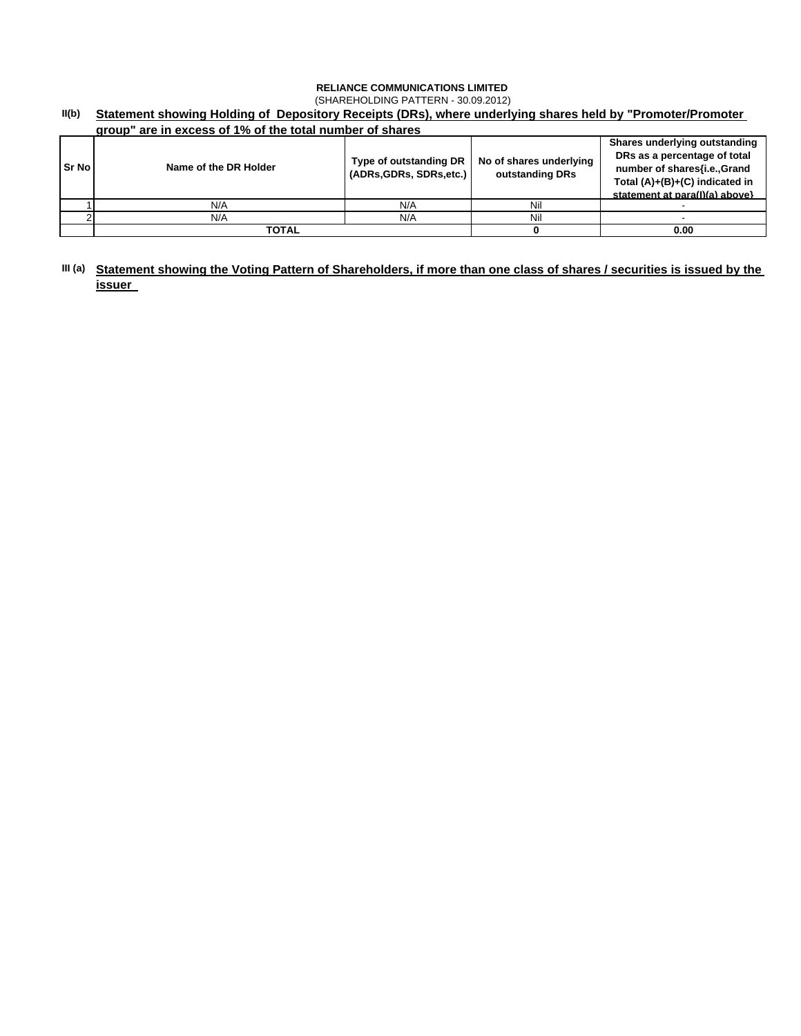**RELIANCE COMMUNICATIONS LIMITED**

(SHAREHOLDING PATTERN - 30.09.2012)

**II(b) Statement showing Holding of Depository Receipts (DRs), where underlying shares held by "Promoter/Promoter group" are in excess of 1% of the total number of shares**

| Sr No | Name of the DR Holder | Type of outstanding DR (ADRs,GDRs, SDRs,etc.) | No of shares underlying outstanding DRs | Shares underlying outstanding DRs as a percentage of total number of shares{i.e.,Grand Total (A)+(B)+(C) indicated in statement at para(I)(a) above} |
|---|---|---|---|---|
| 1 | N/A | N/A | Nil | - |
| 2 | N/A | N/A | Nil | - |
| | **TOTAL** | | **0** | **0.00** |

**III (a) Statement showing the Voting Pattern of Shareholders, if more than one class of shares / securities is issued by the issuer**